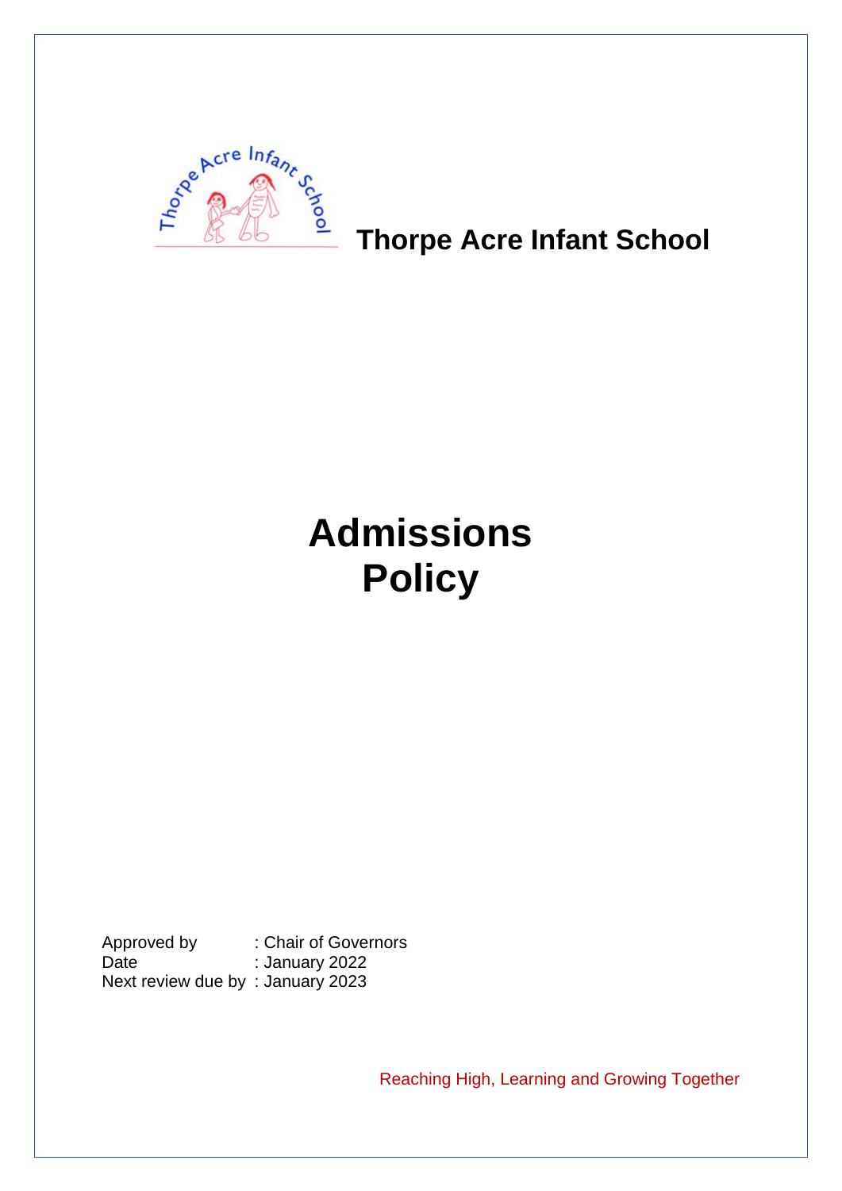**Thorpe Acre Infant School**

# Admissions Policy

Approved by : Chair of Governors
Date : January 2022
Next review due by : January 2023

Reaching High, Learning and Growing Together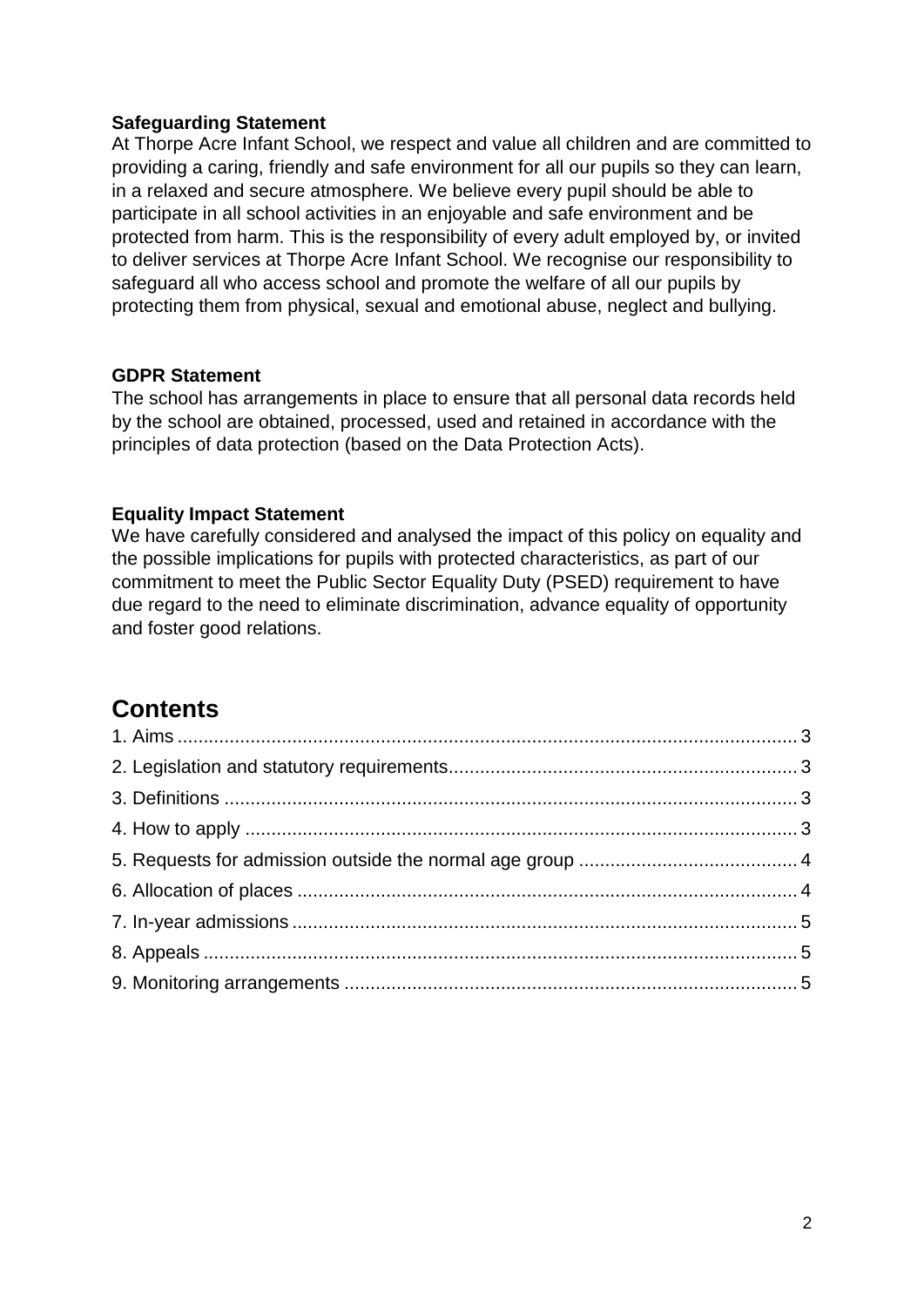**Safeguarding Statement**

At Thorpe Acre Infant School, we respect and value all children and are committed to providing a caring, friendly and safe environment for all our pupils so they can learn, in a relaxed and secure atmosphere. We believe every pupil should be able to participate in all school activities in an enjoyable and safe environment and be protected from harm. This is the responsibility of every adult employed by, or invited to deliver services at Thorpe Acre Infant School. We recognise our responsibility to safeguard all who access school and promote the welfare of all our pupils by protecting them from physical, sexual and emotional abuse, neglect and bullying.

**GDPR Statement**

The school has arrangements in place to ensure that all personal data records held by the school are obtained, processed, used and retained in accordance with the principles of data protection (based on the Data Protection Acts).

**Equality Impact Statement**

We have carefully considered and analysed the impact of this policy on equality and the possible implications for pupils with protected characteristics, as part of our commitment to meet the Public Sector Equality Duty (PSED) requirement to have due regard to the need to eliminate discrimination, advance equality of opportunity and foster good relations.

# Contents

1. Aims ........ 3
2. Legislation and statutory requirements ........ 3
3. Definitions ........ 3
4. How to apply ........ 3
5. Requests for admission outside the normal age group ........ 4
6. Allocation of places ........ 4
7. In-year admissions ........ 5
8. Appeals ........ 5
9. Monitoring arrangements ........ 5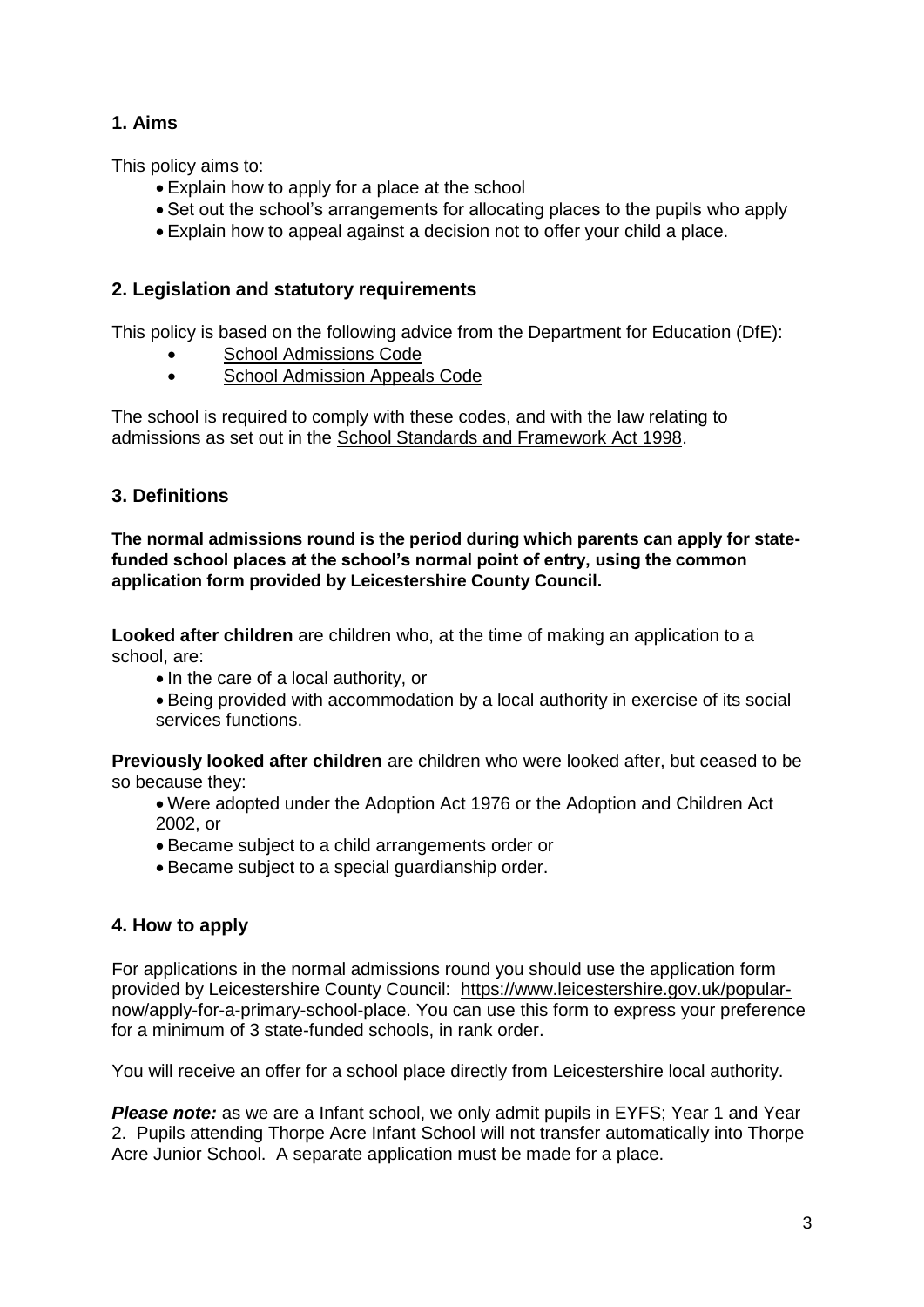## 1. Aims

This policy aims to:

- Explain how to apply for a place at the school
- Set out the school's arrangements for allocating places to the pupils who apply
- Explain how to appeal against a decision not to offer your child a place.

## 2. Legislation and statutory requirements

This policy is based on the following advice from the Department for Education (DfE):

- School Admissions Code
- School Admission Appeals Code

The school is required to comply with these codes, and with the law relating to admissions as set out in the School Standards and Framework Act 1998.

## 3. Definitions

**The normal admissions round is the period during which parents can apply for state-funded school places at the school's normal point of entry, using the common application form provided by Leicestershire County Council.**

**Looked after children** are children who, at the time of making an application to a school, are:

- In the care of a local authority, or
- Being provided with accommodation by a local authority in exercise of its social services functions.

**Previously looked after children** are children who were looked after, but ceased to be so because they:

- Were adopted under the Adoption Act 1976 or the Adoption and Children Act 2002, or
- Became subject to a child arrangements order or
- Became subject to a special guardianship order.

## 4. How to apply

For applications in the normal admissions round you should use the application form provided by Leicestershire County Council: https://www.leicestershire.gov.uk/popular-now/apply-for-a-primary-school-place. You can use this form to express your preference for a minimum of 3 state-funded schools, in rank order.

You will receive an offer for a school place directly from Leicestershire local authority.

***Please note:*** as we are a Infant school, we only admit pupils in EYFS; Year 1 and Year 2. Pupils attending Thorpe Acre Infant School will not transfer automatically into Thorpe Acre Junior School. A separate application must be made for a place.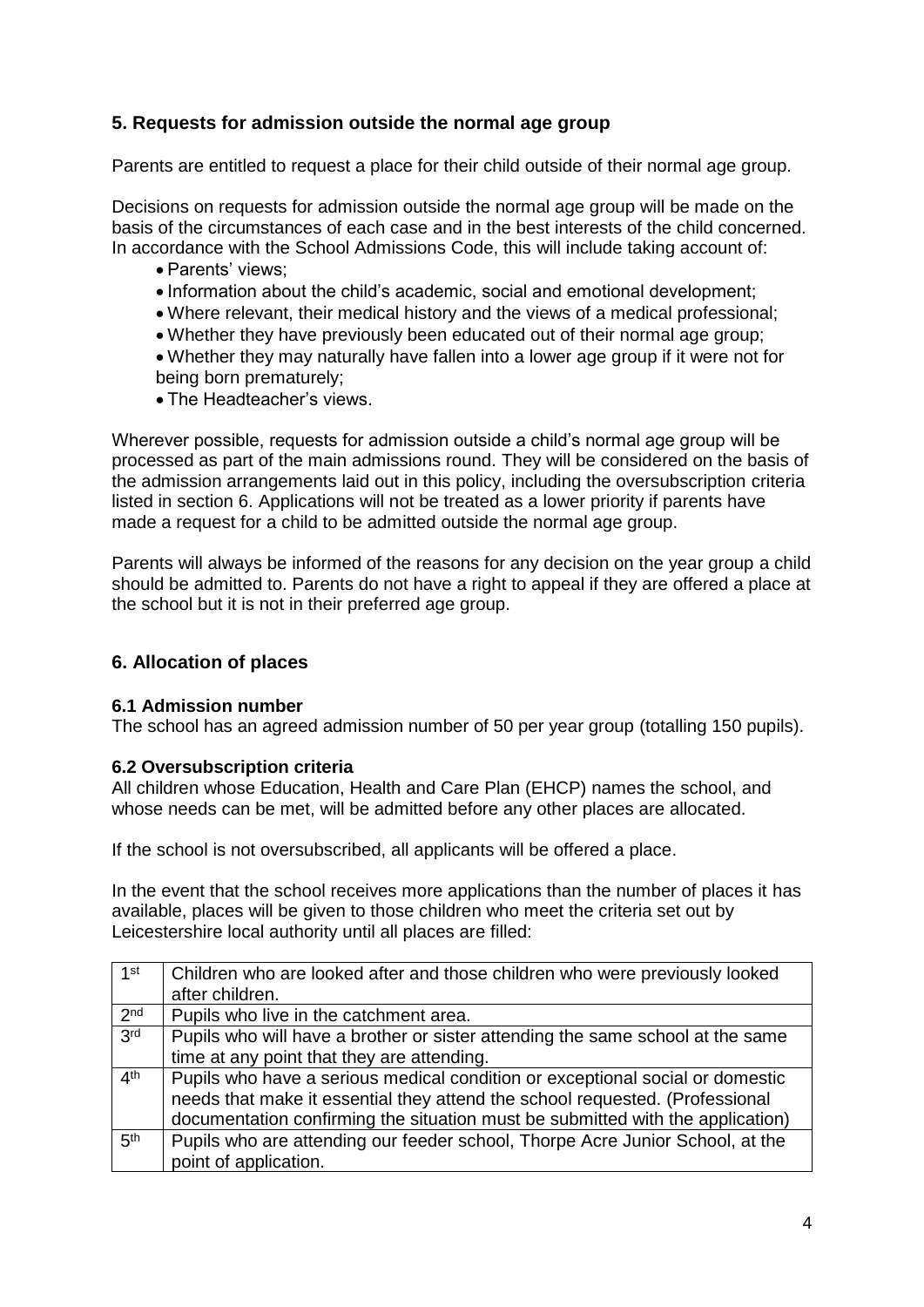## 5. Requests for admission outside the normal age group

Parents are entitled to request a place for their child outside of their normal age group.

Decisions on requests for admission outside the normal age group will be made on the basis of the circumstances of each case and in the best interests of the child concerned. In accordance with the School Admissions Code, this will include taking account of:

- Parents' views;
- Information about the child's academic, social and emotional development;
- Where relevant, their medical history and the views of a medical professional;
- Whether they have previously been educated out of their normal age group;
- Whether they may naturally have fallen into a lower age group if it were not for being born prematurely;
- The Headteacher's views.

Wherever possible, requests for admission outside a child's normal age group will be processed as part of the main admissions round. They will be considered on the basis of the admission arrangements laid out in this policy, including the oversubscription criteria listed in section 6. Applications will not be treated as a lower priority if parents have made a request for a child to be admitted outside the normal age group.

Parents will always be informed of the reasons for any decision on the year group a child should be admitted to. Parents do not have a right to appeal if they are offered a place at the school but it is not in their preferred age group.

## 6. Allocation of places

### 6.1 Admission number

The school has an agreed admission number of 50 per year group (totalling 150 pupils).

### 6.2 Oversubscription criteria

All children whose Education, Health and Care Plan (EHCP) names the school, and whose needs can be met, will be admitted before any other places are allocated.

If the school is not oversubscribed, all applicants will be offered a place.

In the event that the school receives more applications than the number of places it has available, places will be given to those children who meet the criteria set out by Leicestershire local authority until all places are filled:

| | |
|---|---|
| 1st | Children who are looked after and those children who were previously looked after children. |
| 2nd | Pupils who live in the catchment area. |
| 3rd | Pupils who will have a brother or sister attending the same school at the same time at any point that they are attending. |
| 4th | Pupils who have a serious medical condition or exceptional social or domestic needs that make it essential they attend the school requested. (Professional documentation confirming the situation must be submitted with the application) |
| 5th | Pupils who are attending our feeder school, Thorpe Acre Junior School, at the point of application. |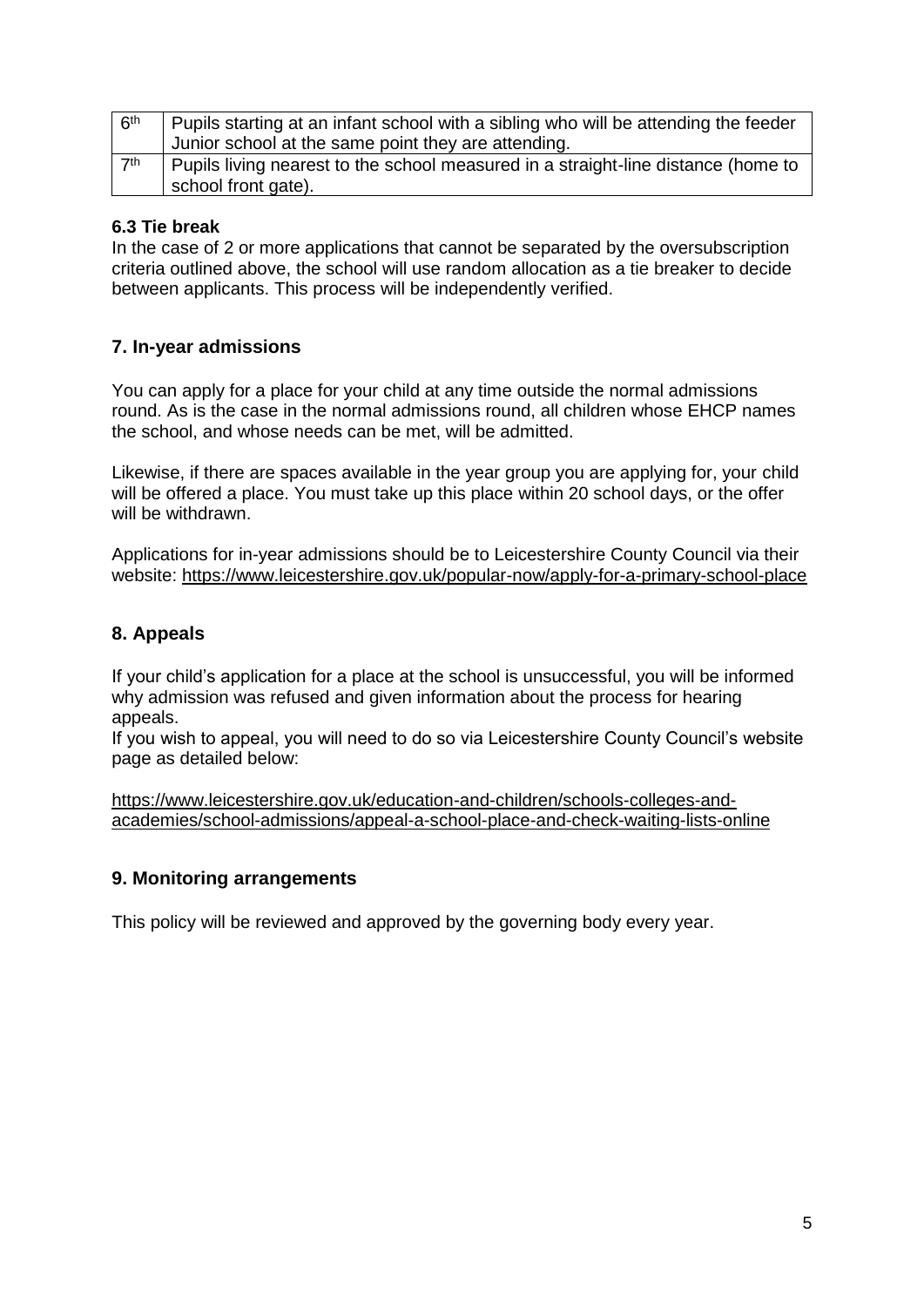| | |
|---|---|
| 6th | Pupils starting at an infant school with a sibling who will be attending the feeder Junior school at the same point they are attending. |
| 7th | Pupils living nearest to the school measured in a straight-line distance (home to school front gate). |

**6.3 Tie break**

In the case of 2 or more applications that cannot be separated by the oversubscription criteria outlined above, the school will use random allocation as a tie breaker to decide between applicants. This process will be independently verified.

## 7. In-year admissions

You can apply for a place for your child at any time outside the normal admissions round. As is the case in the normal admissions round, all children whose EHCP names the school, and whose needs can be met, will be admitted.

Likewise, if there are spaces available in the year group you are applying for, your child will be offered a place. You must take up this place within 20 school days, or the offer will be withdrawn.

Applications for in-year admissions should be to Leicestershire County Council via their website: https://www.leicestershire.gov.uk/popular-now/apply-for-a-primary-school-place

## 8. Appeals

If your child's application for a place at the school is unsuccessful, you will be informed why admission was refused and given information about the process for hearing appeals.

If you wish to appeal, you will need to do so via Leicestershire County Council's website page as detailed below:

https://www.leicestershire.gov.uk/education-and-children/schools-colleges-and-academies/school-admissions/appeal-a-school-place-and-check-waiting-lists-online

## 9. Monitoring arrangements

This policy will be reviewed and approved by the governing body every year.